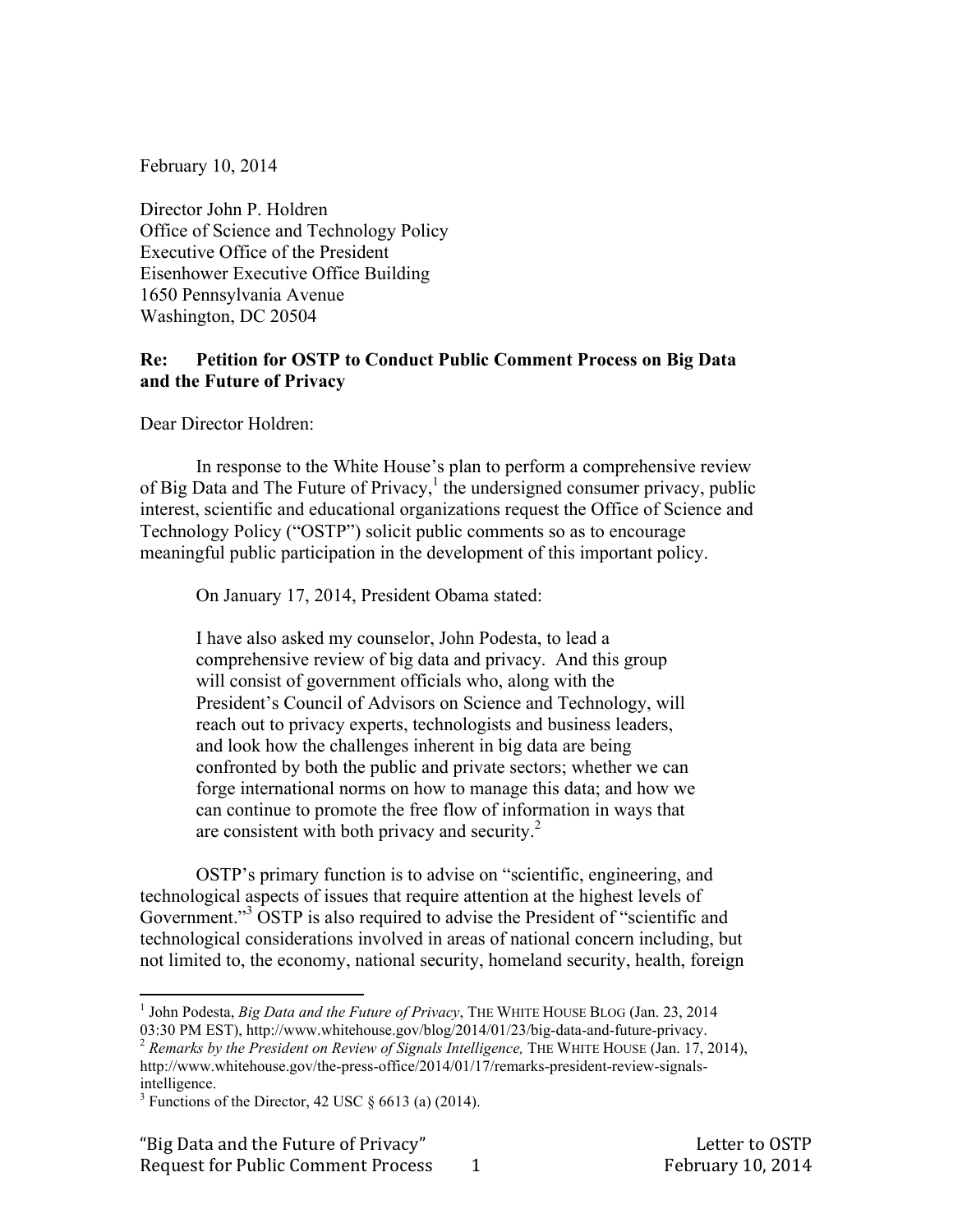February 10, 2014

Director John P. Holdren
Office of Science and Technology Policy
Executive Office of the President
Eisenhower Executive Office Building
1650 Pennsylvania Avenue
Washington, DC 20504

**Re: Petition for OSTP to Conduct Public Comment Process on Big Data and the Future of Privacy**

Dear Director Holdren:

In response to the White House's plan to perform a comprehensive review of Big Data and The Future of Privacy,[1] the undersigned consumer privacy, public interest, scientific and educational organizations request the Office of Science and Technology Policy ("OSTP") solicit public comments so as to encourage meaningful public participation in the development of this important policy.

On January 17, 2014, President Obama stated:

> I have also asked my counselor, John Podesta, to lead a comprehensive review of big data and privacy. And this group will consist of government officials who, along with the President's Council of Advisors on Science and Technology, will reach out to privacy experts, technologists and business leaders, and look how the challenges inherent in big data are being confronted by both the public and private sectors; whether we can forge international norms on how to manage this data; and how we can continue to promote the free flow of information in ways that are consistent with both privacy and security.[2]

OSTP's primary function is to advise on "scientific, engineering, and technological aspects of issues that require attention at the highest levels of Government."[3] OSTP is also required to advise the President of "scientific and technological considerations involved in areas of national concern including, but not limited to, the economy, national security, homeland security, health, foreign

---

[1] John Podesta, *Big Data and the Future of Privacy*, THE WHITE HOUSE BLOG (Jan. 23, 2014 03:30 PM EST), http://www.whitehouse.gov/blog/2014/01/23/big-data-and-future-privacy.

[2] *Remarks by the President on Review of Signals Intelligence,* THE WHITE HOUSE (Jan. 17, 2014), http://www.whitehouse.gov/the-press-office/2014/01/17/remarks-president-review-signals-intelligence.

[3] Functions of the Director, 42 USC § 6613 (a) (2014).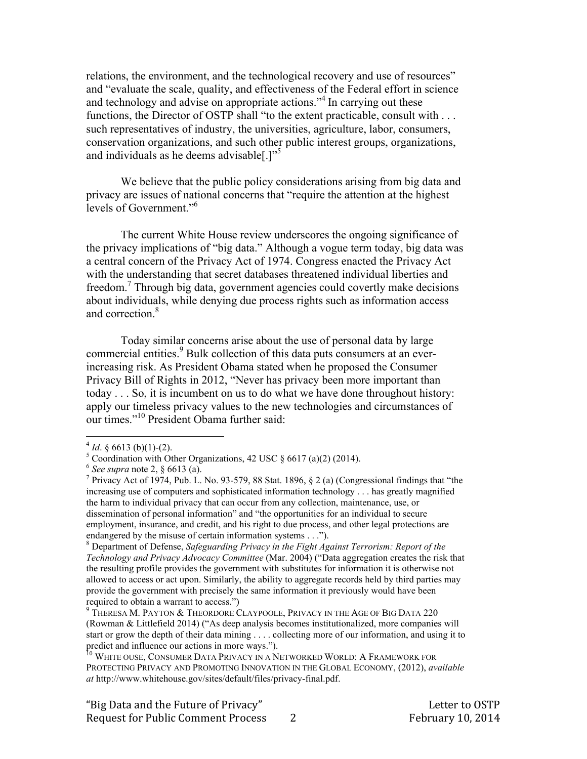relations, the environment, and the technological recovery and use of resources" and "evaluate the scale, quality, and effectiveness of the Federal effort in science and technology and advise on appropriate actions."[4] In carrying out these functions, the Director of OSTP shall "to the extent practicable, consult with . . . such representatives of industry, the universities, agriculture, labor, consumers, conservation organizations, and such other public interest groups, organizations, and individuals as he deems advisable[.]"[5]

We believe that the public policy considerations arising from big data and privacy are issues of national concerns that "require the attention at the highest levels of Government."[6]

The current White House review underscores the ongoing significance of the privacy implications of "big data." Although a vogue term today, big data was a central concern of the Privacy Act of 1974. Congress enacted the Privacy Act with the understanding that secret databases threatened individual liberties and freedom.[7] Through big data, government agencies could covertly make decisions about individuals, while denying due process rights such as information access and correction.[8]

Today similar concerns arise about the use of personal data by large commercial entities.[9] Bulk collection of this data puts consumers at an ever-increasing risk. As President Obama stated when he proposed the Consumer Privacy Bill of Rights in 2012, "Never has privacy been more important than today . . . So, it is incumbent on us to do what we have done throughout history: apply our timeless privacy values to the new technologies and circumstances of our times."[10] President Obama further said:

---

[4] *Id*. § 6613 (b)(1)-(2).

[5] Coordination with Other Organizations, 42 USC § 6617 (a)(2) (2014).

[6] *See supra* note 2, § 6613 (a).

[7] Privacy Act of 1974, Pub. L. No. 93-579, 88 Stat. 1896, § 2 (a) (Congressional findings that "the increasing use of computers and sophisticated information technology . . . has greatly magnified the harm to individual privacy that can occur from any collection, maintenance, use, or dissemination of personal information" and "the opportunities for an individual to secure employment, insurance, and credit, and his right to due process, and other legal protections are endangered by the misuse of certain information systems . . .").

[8] Department of Defense, *Safeguarding Privacy in the Fight Against Terrorism: Report of the Technology and Privacy Advocacy Committee* (Mar. 2004) ("Data aggregation creates the risk that the resulting profile provides the government with substitutes for information it is otherwise not allowed to access or act upon. Similarly, the ability to aggregate records held by third parties may provide the government with precisely the same information it previously would have been required to obtain a warrant to access.")

[9] THERESA M. PAYTON & THEORDORE CLAYPOOLE, PRIVACY IN THE AGE OF BIG DATA 220 (Rowman & Littlefield 2014) ("As deep analysis becomes institutionalized, more companies will start or grow the depth of their data mining . . . . collecting more of our information, and using it to predict and influence our actions in more ways.").

[10] WHITE OUSE, CONSUMER DATA PRIVACY IN A NETWORKED WORLD: A FRAMEWORK FOR PROTECTING PRIVACY AND PROMOTING INNOVATION IN THE GLOBAL ECONOMY, (2012), *available at* http://www.whitehouse.gov/sites/default/files/privacy-final.pdf.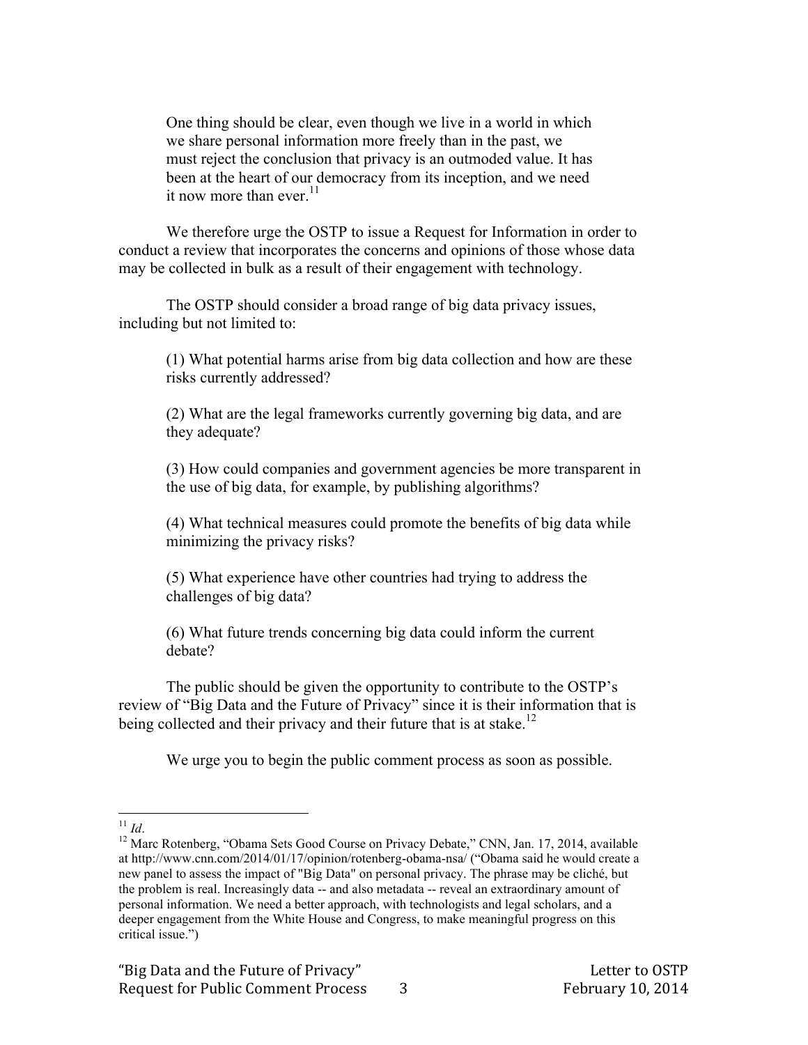> One thing should be clear, even though we live in a world in which we share personal information more freely than in the past, we must reject the conclusion that privacy is an outmoded value. It has been at the heart of our democracy from its inception, and we need it now more than ever.[11]

We therefore urge the OSTP to issue a Request for Information in order to conduct a review that incorporates the concerns and opinions of those whose data may be collected in bulk as a result of their engagement with technology.

The OSTP should consider a broad range of big data privacy issues, including but not limited to:

(1) What potential harms arise from big data collection and how are these risks currently addressed?

(2) What are the legal frameworks currently governing big data, and are they adequate?

(3) How could companies and government agencies be more transparent in the use of big data, for example, by publishing algorithms?

(4) What technical measures could promote the benefits of big data while minimizing the privacy risks?

(5) What experience have other countries had trying to address the challenges of big data?

(6) What future trends concerning big data could inform the current debate?

The public should be given the opportunity to contribute to the OSTP's review of "Big Data and the Future of Privacy" since it is their information that is being collected and their privacy and their future that is at stake.[12]

We urge you to begin the public comment process as soon as possible.

---

[11] *Id*.

[12] Marc Rotenberg, "Obama Sets Good Course on Privacy Debate," CNN, Jan. 17, 2014, available at http://www.cnn.com/2014/01/17/opinion/rotenberg-obama-nsa/ ("Obama said he would create a new panel to assess the impact of "Big Data" on personal privacy. The phrase may be cliché, but the problem is real. Increasingly data -- and also metadata -- reveal an extraordinary amount of personal information. We need a better approach, with technologists and legal scholars, and a deeper engagement from the White House and Congress, to make meaningful progress on this critical issue.")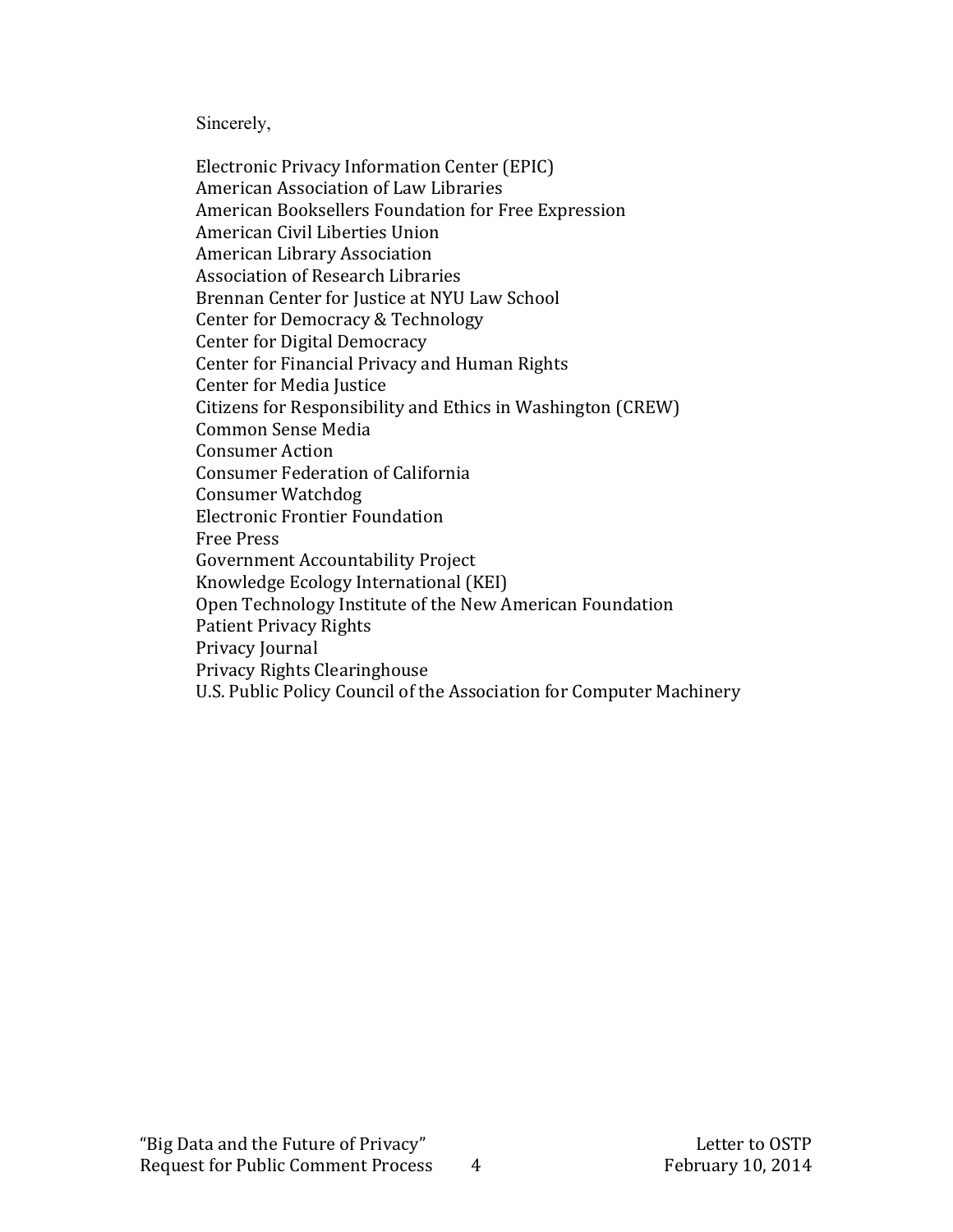Sincerely,

Electronic Privacy Information Center (EPIC)
American Association of Law Libraries
American Booksellers Foundation for Free Expression
American Civil Liberties Union
American Library Association
Association of Research Libraries
Brennan Center for Justice at NYU Law School
Center for Democracy & Technology
Center for Digital Democracy
Center for Financial Privacy and Human Rights
Center for Media Justice
Citizens for Responsibility and Ethics in Washington (CREW)
Common Sense Media
Consumer Action
Consumer Federation of California
Consumer Watchdog
Electronic Frontier Foundation
Free Press
Government Accountability Project
Knowledge Ecology International (KEI)
Open Technology Institute of the New American Foundation
Patient Privacy Rights
Privacy Journal
Privacy Rights Clearinghouse
U.S. Public Policy Council of the Association for Computer Machinery